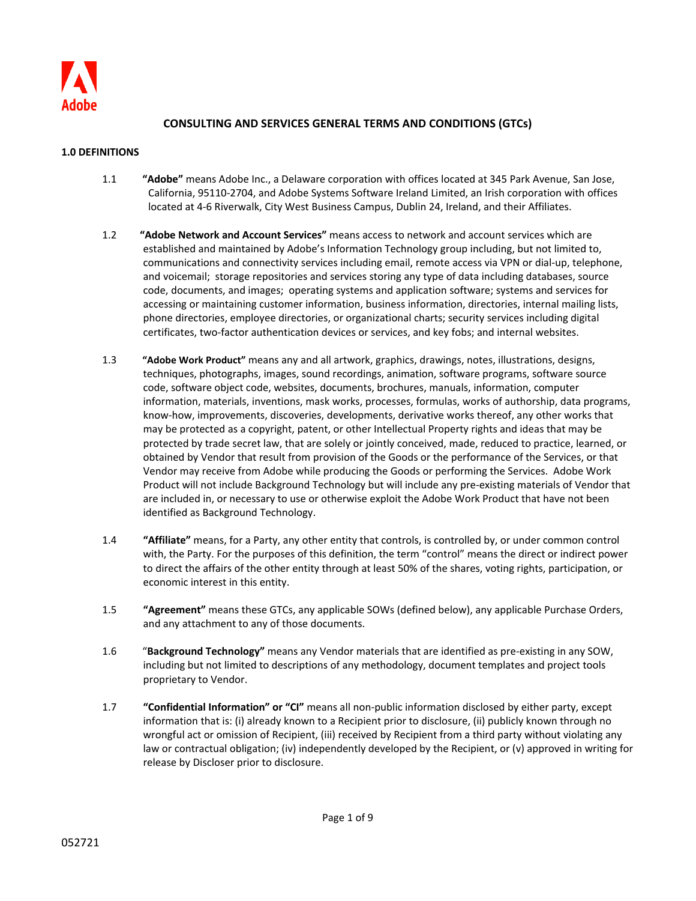Adobe

# CONSULTING AND SERVICES GENERAL TERMS AND CONDITIONS (GTCs)

## 1.0 DEFINITIONS

1.1 **"Adobe"** means Adobe Inc., a Delaware corporation with offices located at 345 Park Avenue, San Jose, California, 95110-2704, and Adobe Systems Software Ireland Limited, an Irish corporation with offices located at 4-6 Riverwalk, City West Business Campus, Dublin 24, Ireland, and their Affiliates.

1.2 **"Adobe Network and Account Services"** means access to network and account services which are established and maintained by Adobe's Information Technology group including, but not limited to, communications and connectivity services including email, remote access via VPN or dial-up, telephone, and voicemail; storage repositories and services storing any type of data including databases, source code, documents, and images; operating systems and application software; systems and services for accessing or maintaining customer information, business information, directories, internal mailing lists, phone directories, employee directories, or organizational charts; security services including digital certificates, two-factor authentication devices or services, and key fobs; and internal websites.

1.3 **"Adobe Work Product"** means any and all artwork, graphics, drawings, notes, illustrations, designs, techniques, photographs, images, sound recordings, animation, software programs, software source code, software object code, websites, documents, brochures, manuals, information, computer information, materials, inventions, mask works, processes, formulas, works of authorship, data programs, know-how, improvements, discoveries, developments, derivative works thereof, any other works that may be protected as a copyright, patent, or other Intellectual Property rights and ideas that may be protected by trade secret law, that are solely or jointly conceived, made, reduced to practice, learned, or obtained by Vendor that result from provision of the Goods or the performance of the Services, or that Vendor may receive from Adobe while producing the Goods or performing the Services. Adobe Work Product will not include Background Technology but will include any pre-existing materials of Vendor that are included in, or necessary to use or otherwise exploit the Adobe Work Product that have not been identified as Background Technology.

1.4 **"Affiliate"** means, for a Party, any other entity that controls, is controlled by, or under common control with, the Party. For the purposes of this definition, the term "control" means the direct or indirect power to direct the affairs of the other entity through at least 50% of the shares, voting rights, participation, or economic interest in this entity.

1.5 **"Agreement"** means these GTCs, any applicable SOWs (defined below), any applicable Purchase Orders, and any attachment to any of those documents.

1.6 "**Background Technology**" means any Vendor materials that are identified as pre-existing in any SOW, including but not limited to descriptions of any methodology, document templates and project tools proprietary to Vendor.

1.7 **"Confidential Information" or "CI"** means all non-public information disclosed by either party, except information that is: (i) already known to a Recipient prior to disclosure, (ii) publicly known through no wrongful act or omission of Recipient, (iii) received by Recipient from a third party without violating any law or contractual obligation; (iv) independently developed by the Recipient, or (v) approved in writing for release by Discloser prior to disclosure.

052721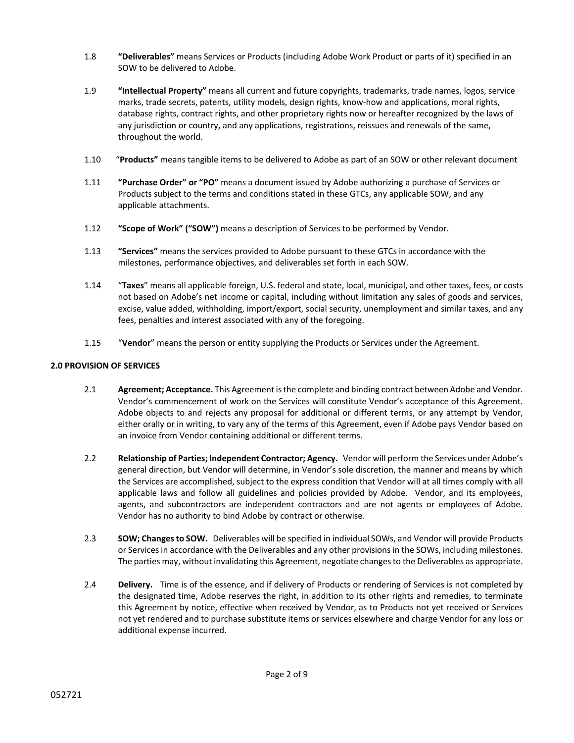1.8 **"Deliverables"** means Services or Products (including Adobe Work Product or parts of it) specified in an SOW to be delivered to Adobe.

1.9 **"Intellectual Property"** means all current and future copyrights, trademarks, trade names, logos, service marks, trade secrets, patents, utility models, design rights, know-how and applications, moral rights, database rights, contract rights, and other proprietary rights now or hereafter recognized by the laws of any jurisdiction or country, and any applications, registrations, reissues and renewals of the same, throughout the world.

1.10 "**Products"** means tangible items to be delivered to Adobe as part of an SOW or other relevant document

1.11 **"Purchase Order" or "PO"** means a document issued by Adobe authorizing a purchase of Services or Products subject to the terms and conditions stated in these GTCs, any applicable SOW, and any applicable attachments.

1.12 **"Scope of Work" ("SOW")** means a description of Services to be performed by Vendor.

1.13 **"Services"** means the services provided to Adobe pursuant to these GTCs in accordance with the milestones, performance objectives, and deliverables set forth in each SOW.

1.14 "**Taxes**" means all applicable foreign, U.S. federal and state, local, municipal, and other taxes, fees, or costs not based on Adobe's net income or capital, including without limitation any sales of goods and services, excise, value added, withholding, import/export, social security, unemployment and similar taxes, and any fees, penalties and interest associated with any of the foregoing.

1.15 "**Vendor**" means the person or entity supplying the Products or Services under the Agreement.

## 2.0 PROVISION OF SERVICES

2.1 **Agreement; Acceptance.** This Agreement is the complete and binding contract between Adobe and Vendor. Vendor's commencement of work on the Services will constitute Vendor's acceptance of this Agreement. Adobe objects to and rejects any proposal for additional or different terms, or any attempt by Vendor, either orally or in writing, to vary any of the terms of this Agreement, even if Adobe pays Vendor based on an invoice from Vendor containing additional or different terms.

2.2 **Relationship of Parties; Independent Contractor; Agency.** Vendor will perform the Services under Adobe's general direction, but Vendor will determine, in Vendor's sole discretion, the manner and means by which the Services are accomplished, subject to the express condition that Vendor will at all times comply with all applicable laws and follow all guidelines and policies provided by Adobe. Vendor, and its employees, agents, and subcontractors are independent contractors and are not agents or employees of Adobe. Vendor has no authority to bind Adobe by contract or otherwise.

2.3 **SOW; Changes to SOW.** Deliverables will be specified in individual SOWs, and Vendor will provide Products or Services in accordance with the Deliverables and any other provisions in the SOWs, including milestones. The parties may, without invalidating this Agreement, negotiate changes to the Deliverables as appropriate.

2.4 **Delivery.** Time is of the essence, and if delivery of Products or rendering of Services is not completed by the designated time, Adobe reserves the right, in addition to its other rights and remedies, to terminate this Agreement by notice, effective when received by Vendor, as to Products not yet received or Services not yet rendered and to purchase substitute items or services elsewhere and charge Vendor for any loss or additional expense incurred.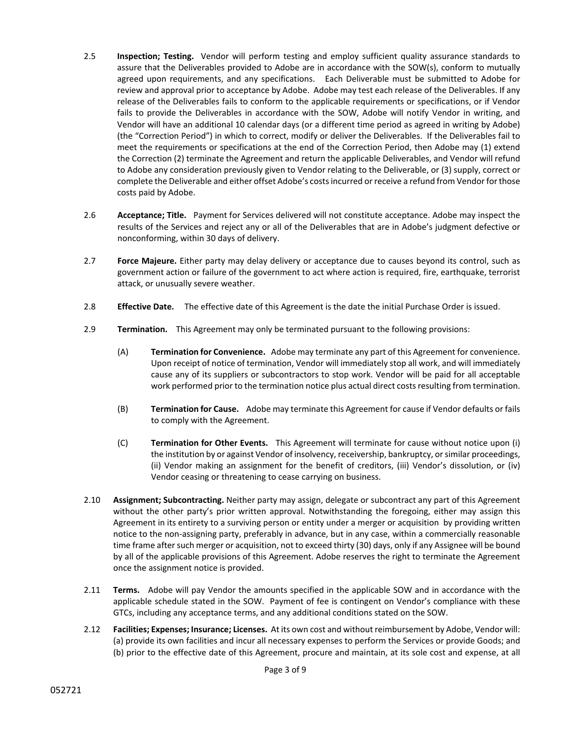2.5 **Inspection; Testing.** Vendor will perform testing and employ sufficient quality assurance standards to assure that the Deliverables provided to Adobe are in accordance with the SOW(s), conform to mutually agreed upon requirements, and any specifications. Each Deliverable must be submitted to Adobe for review and approval prior to acceptance by Adobe. Adobe may test each release of the Deliverables. If any release of the Deliverables fails to conform to the applicable requirements or specifications, or if Vendor fails to provide the Deliverables in accordance with the SOW, Adobe will notify Vendor in writing, and Vendor will have an additional 10 calendar days (or a different time period as agreed in writing by Adobe) (the "Correction Period") in which to correct, modify or deliver the Deliverables. If the Deliverables fail to meet the requirements or specifications at the end of the Correction Period, then Adobe may (1) extend the Correction (2) terminate the Agreement and return the applicable Deliverables, and Vendor will refund to Adobe any consideration previously given to Vendor relating to the Deliverable, or (3) supply, correct or complete the Deliverable and either offset Adobe's costs incurred or receive a refund from Vendor for those costs paid by Adobe.

2.6 **Acceptance; Title.** Payment for Services delivered will not constitute acceptance. Adobe may inspect the results of the Services and reject any or all of the Deliverables that are in Adobe's judgment defective or nonconforming, within 30 days of delivery.

2.7 **Force Majeure.** Either party may delay delivery or acceptance due to causes beyond its control, such as government action or failure of the government to act where action is required, fire, earthquake, terrorist attack, or unusually severe weather.

2.8 **Effective Date.** The effective date of this Agreement is the date the initial Purchase Order is issued.

2.9 **Termination.** This Agreement may only be terminated pursuant to the following provisions:

(A) **Termination for Convenience.** Adobe may terminate any part of this Agreement for convenience. Upon receipt of notice of termination, Vendor will immediately stop all work, and will immediately cause any of its suppliers or subcontractors to stop work. Vendor will be paid for all acceptable work performed prior to the termination notice plus actual direct costs resulting from termination.

(B) **Termination for Cause.** Adobe may terminate this Agreement for cause if Vendor defaults or fails to comply with the Agreement.

(C) **Termination for Other Events.** This Agreement will terminate for cause without notice upon (i) the institution by or against Vendor of insolvency, receivership, bankruptcy, or similar proceedings, (ii) Vendor making an assignment for the benefit of creditors, (iii) Vendor's dissolution, or (iv) Vendor ceasing or threatening to cease carrying on business.

2.10 **Assignment; Subcontracting.** Neither party may assign, delegate or subcontract any part of this Agreement without the other party's prior written approval. Notwithstanding the foregoing, either may assign this Agreement in its entirety to a surviving person or entity under a merger or acquisition by providing written notice to the non-assigning party, preferably in advance, but in any case, within a commercially reasonable time frame after such merger or acquisition, not to exceed thirty (30) days, only if any Assignee will be bound by all of the applicable provisions of this Agreement. Adobe reserves the right to terminate the Agreement once the assignment notice is provided.

2.11 **Terms.** Adobe will pay Vendor the amounts specified in the applicable SOW and in accordance with the applicable schedule stated in the SOW. Payment of fee is contingent on Vendor's compliance with these GTCs, including any acceptance terms, and any additional conditions stated on the SOW.

2.12 **Facilities; Expenses; Insurance; Licenses.** At its own cost and without reimbursement by Adobe, Vendor will: (a) provide its own facilities and incur all necessary expenses to perform the Services or provide Goods; and (b) prior to the effective date of this Agreement, procure and maintain, at its sole cost and expense, at all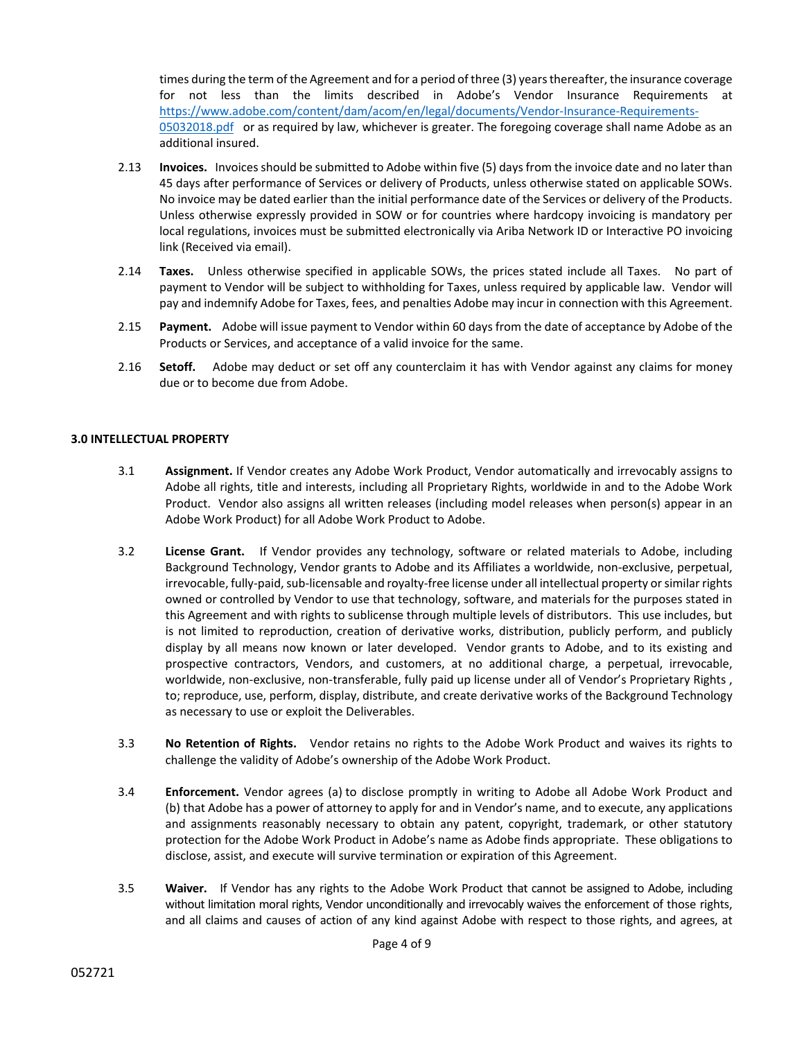times during the term of the Agreement and for a period of three (3) years thereafter, the insurance coverage for not less than the limits described in Adobe's Vendor Insurance Requirements at [https://www.adobe.com/content/dam/acom/en/legal/documents/Vendor-Insurance-Requirements-05032018.pdf](https://www.adobe.com/content/dam/acom/en/legal/documents/Vendor-Insurance-Requirements-05032018.pdf) or as required by law, whichever is greater. The foregoing coverage shall name Adobe as an additional insured.

2.13 **Invoices.** Invoices should be submitted to Adobe within five (5) days from the invoice date and no later than 45 days after performance of Services or delivery of Products, unless otherwise stated on applicable SOWs. No invoice may be dated earlier than the initial performance date of the Services or delivery of the Products. Unless otherwise expressly provided in SOW or for countries where hardcopy invoicing is mandatory per local regulations, invoices must be submitted electronically via Ariba Network ID or Interactive PO invoicing link (Received via email).

2.14 **Taxes.** Unless otherwise specified in applicable SOWs, the prices stated include all Taxes. No part of payment to Vendor will be subject to withholding for Taxes, unless required by applicable law. Vendor will pay and indemnify Adobe for Taxes, fees, and penalties Adobe may incur in connection with this Agreement.

2.15 **Payment.** Adobe will issue payment to Vendor within 60 days from the date of acceptance by Adobe of the Products or Services, and acceptance of a valid invoice for the same.

2.16 **Setoff.** Adobe may deduct or set off any counterclaim it has with Vendor against any claims for money due or to become due from Adobe.

## 3.0 INTELLECTUAL PROPERTY

3.1 **Assignment.** If Vendor creates any Adobe Work Product, Vendor automatically and irrevocably assigns to Adobe all rights, title and interests, including all Proprietary Rights, worldwide in and to the Adobe Work Product. Vendor also assigns all written releases (including model releases when person(s) appear in an Adobe Work Product) for all Adobe Work Product to Adobe.

3.2 **License Grant.** If Vendor provides any technology, software or related materials to Adobe, including Background Technology, Vendor grants to Adobe and its Affiliates a worldwide, non-exclusive, perpetual, irrevocable, fully-paid, sub-licensable and royalty-free license under all intellectual property or similar rights owned or controlled by Vendor to use that technology, software, and materials for the purposes stated in this Agreement and with rights to sublicense through multiple levels of distributors. This use includes, but is not limited to reproduction, creation of derivative works, distribution, publicly perform, and publicly display by all means now known or later developed. Vendor grants to Adobe, and to its existing and prospective contractors, Vendors, and customers, at no additional charge, a perpetual, irrevocable, worldwide, non-exclusive, non-transferable, fully paid up license under all of Vendor's Proprietary Rights , to; reproduce, use, perform, display, distribute, and create derivative works of the Background Technology as necessary to use or exploit the Deliverables.

3.3 **No Retention of Rights.** Vendor retains no rights to the Adobe Work Product and waives its rights to challenge the validity of Adobe's ownership of the Adobe Work Product.

3.4 **Enforcement.** Vendor agrees (a) to disclose promptly in writing to Adobe all Adobe Work Product and (b) that Adobe has a power of attorney to apply for and in Vendor's name, and to execute, any applications and assignments reasonably necessary to obtain any patent, copyright, trademark, or other statutory protection for the Adobe Work Product in Adobe's name as Adobe finds appropriate. These obligations to disclose, assist, and execute will survive termination or expiration of this Agreement.

3.5 **Waiver.** If Vendor has any rights to the Adobe Work Product that cannot be assigned to Adobe, including without limitation moral rights, Vendor unconditionally and irrevocably waives the enforcement of those rights, and all claims and causes of action of any kind against Adobe with respect to those rights, and agrees, at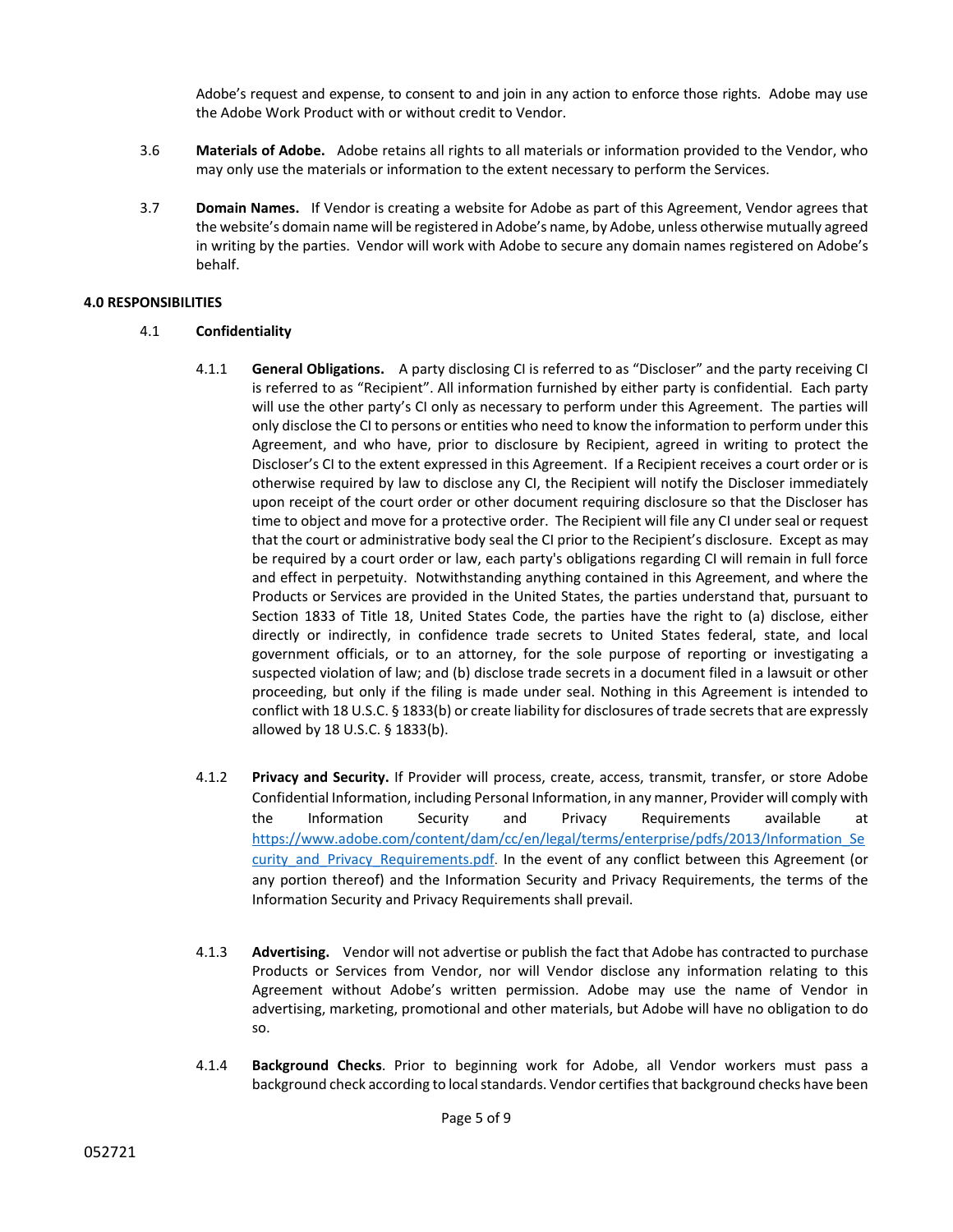Adobe's request and expense, to consent to and join in any action to enforce those rights. Adobe may use the Adobe Work Product with or without credit to Vendor.

3.6 **Materials of Adobe.** Adobe retains all rights to all materials or information provided to the Vendor, who may only use the materials or information to the extent necessary to perform the Services.

3.7 **Domain Names.** If Vendor is creating a website for Adobe as part of this Agreement, Vendor agrees that the website's domain name will be registered in Adobe's name, by Adobe, unless otherwise mutually agreed in writing by the parties. Vendor will work with Adobe to secure any domain names registered on Adobe's behalf.

**4.0 RESPONSIBILITIES**

4.1 **Confidentiality**

4.1.1 **General Obligations.** A party disclosing CI is referred to as "Discloser" and the party receiving CI is referred to as "Recipient". All information furnished by either party is confidential. Each party will use the other party's CI only as necessary to perform under this Agreement. The parties will only disclose the CI to persons or entities who need to know the information to perform under this Agreement, and who have, prior to disclosure by Recipient, agreed in writing to protect the Discloser's CI to the extent expressed in this Agreement. If a Recipient receives a court order or is otherwise required by law to disclose any CI, the Recipient will notify the Discloser immediately upon receipt of the court order or other document requiring disclosure so that the Discloser has time to object and move for a protective order. The Recipient will file any CI under seal or request that the court or administrative body seal the CI prior to the Recipient's disclosure. Except as may be required by a court order or law, each party's obligations regarding CI will remain in full force and effect in perpetuity. Notwithstanding anything contained in this Agreement, and where the Products or Services are provided in the United States, the parties understand that, pursuant to Section 1833 of Title 18, United States Code, the parties have the right to (a) disclose, either directly or indirectly, in confidence trade secrets to United States federal, state, and local government officials, or to an attorney, for the sole purpose of reporting or investigating a suspected violation of law; and (b) disclose trade secrets in a document filed in a lawsuit or other proceeding, but only if the filing is made under seal. Nothing in this Agreement is intended to conflict with 18 U.S.C. § 1833(b) or create liability for disclosures of trade secrets that are expressly allowed by 18 U.S.C. § 1833(b).

4.1.2 **Privacy and Security.** If Provider will process, create, access, transmit, transfer, or store Adobe Confidential Information, including Personal Information, in any manner, Provider will comply with the Information Security and Privacy Requirements available at [https://www.adobe.com/content/dam/cc/en/legal/terms/enterprise/pdfs/2013/Information_Security_and_Privacy_Requirements.pdf](https://www.adobe.com/content/dam/cc/en/legal/terms/enterprise/pdfs/2013/Information_Security_and_Privacy_Requirements.pdf). In the event of any conflict between this Agreement (or any portion thereof) and the Information Security and Privacy Requirements, the terms of the Information Security and Privacy Requirements shall prevail.

4.1.3 **Advertising.** Vendor will not advertise or publish the fact that Adobe has contracted to purchase Products or Services from Vendor, nor will Vendor disclose any information relating to this Agreement without Adobe's written permission. Adobe may use the name of Vendor in advertising, marketing, promotional and other materials, but Adobe will have no obligation to do so.

4.1.4 **Background Checks**. Prior to beginning work for Adobe, all Vendor workers must pass a background check according to local standards. Vendor certifies that background checks have been

052721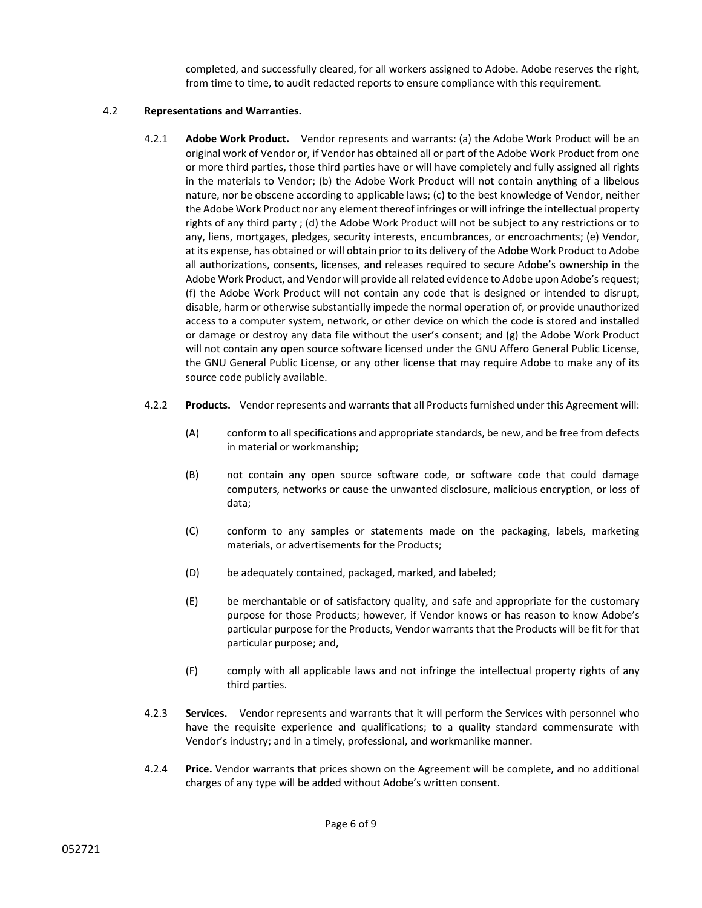completed, and successfully cleared, for all workers assigned to Adobe. Adobe reserves the right, from time to time, to audit redacted reports to ensure compliance with this requirement.

4.2 **Representations and Warranties.**

4.2.1 **Adobe Work Product.** Vendor represents and warrants: (a) the Adobe Work Product will be an original work of Vendor or, if Vendor has obtained all or part of the Adobe Work Product from one or more third parties, those third parties have or will have completely and fully assigned all rights in the materials to Vendor; (b) the Adobe Work Product will not contain anything of a libelous nature, nor be obscene according to applicable laws; (c) to the best knowledge of Vendor, neither the Adobe Work Product nor any element thereof infringes or will infringe the intellectual property rights of any third party ; (d) the Adobe Work Product will not be subject to any restrictions or to any, liens, mortgages, pledges, security interests, encumbrances, or encroachments; (e) Vendor, at its expense, has obtained or will obtain prior to its delivery of the Adobe Work Product to Adobe all authorizations, consents, licenses, and releases required to secure Adobe's ownership in the Adobe Work Product, and Vendor will provide all related evidence to Adobe upon Adobe's request; (f) the Adobe Work Product will not contain any code that is designed or intended to disrupt, disable, harm or otherwise substantially impede the normal operation of, or provide unauthorized access to a computer system, network, or other device on which the code is stored and installed or damage or destroy any data file without the user's consent; and (g) the Adobe Work Product will not contain any open source software licensed under the GNU Affero General Public License, the GNU General Public License, or any other license that may require Adobe to make any of its source code publicly available.

4.2.2 **Products.** Vendor represents and warrants that all Products furnished under this Agreement will:

(A) conform to all specifications and appropriate standards, be new, and be free from defects in material or workmanship;

(B) not contain any open source software code, or software code that could damage computers, networks or cause the unwanted disclosure, malicious encryption, or loss of data;

(C) conform to any samples or statements made on the packaging, labels, marketing materials, or advertisements for the Products;

(D) be adequately contained, packaged, marked, and labeled;

(E) be merchantable or of satisfactory quality, and safe and appropriate for the customary purpose for those Products; however, if Vendor knows or has reason to know Adobe's particular purpose for the Products, Vendor warrants that the Products will be fit for that particular purpose; and,

(F) comply with all applicable laws and not infringe the intellectual property rights of any third parties.

4.2.3 **Services.** Vendor represents and warrants that it will perform the Services with personnel who have the requisite experience and qualifications; to a quality standard commensurate with Vendor's industry; and in a timely, professional, and workmanlike manner.

4.2.4 **Price.** Vendor warrants that prices shown on the Agreement will be complete, and no additional charges of any type will be added without Adobe's written consent.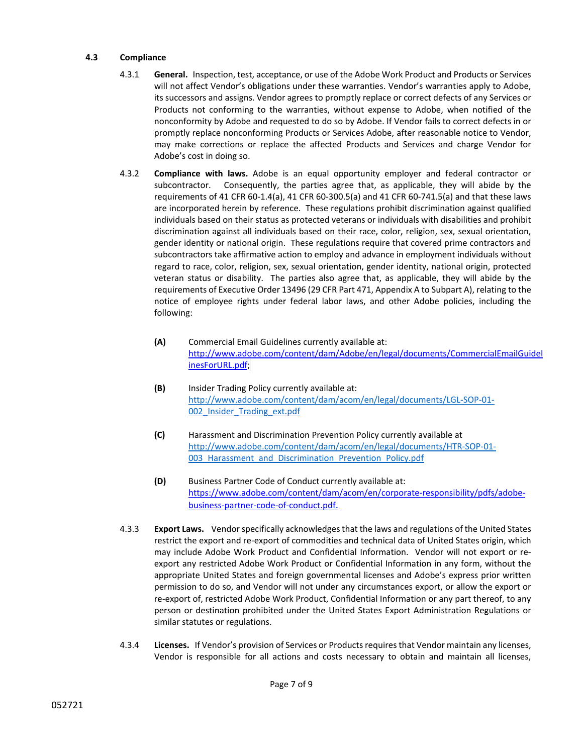### 4.3 Compliance

4.3.1 **General.** Inspection, test, acceptance, or use of the Adobe Work Product and Products or Services will not affect Vendor's obligations under these warranties. Vendor's warranties apply to Adobe, its successors and assigns. Vendor agrees to promptly replace or correct defects of any Services or Products not conforming to the warranties, without expense to Adobe, when notified of the nonconformity by Adobe and requested to do so by Adobe. If Vendor fails to correct defects in or promptly replace nonconforming Products or Services Adobe, after reasonable notice to Vendor, may make corrections or replace the affected Products and Services and charge Vendor for Adobe's cost in doing so.

4.3.2 **Compliance with laws.** Adobe is an equal opportunity employer and federal contractor or subcontractor. Consequently, the parties agree that, as applicable, they will abide by the requirements of 41 CFR 60-1.4(a), 41 CFR 60-300.5(a) and 41 CFR 60-741.5(a) and that these laws are incorporated herein by reference. These regulations prohibit discrimination against qualified individuals based on their status as protected veterans or individuals with disabilities and prohibit discrimination against all individuals based on their race, color, religion, sex, sexual orientation, gender identity or national origin. These regulations require that covered prime contractors and subcontractors take affirmative action to employ and advance in employment individuals without regard to race, color, religion, sex, sexual orientation, gender identity, national origin, protected veteran status or disability. The parties also agree that, as applicable, they will abide by the requirements of Executive Order 13496 (29 CFR Part 471, Appendix A to Subpart A), relating to the notice of employee rights under federal labor laws, and other Adobe policies, including the following:

**(A)** Commercial Email Guidelines currently available at: http://www.adobe.com/content/dam/Adobe/en/legal/documents/CommercialEmailGuidelinesForURL.pdf;

**(B)** Insider Trading Policy currently available at: http://www.adobe.com/content/dam/acom/en/legal/documents/LGL-SOP-01-002_Insider_Trading_ext.pdf

**(C)** Harassment and Discrimination Prevention Policy currently available at http://www.adobe.com/content/dam/acom/en/legal/documents/HTR-SOP-01-003_Harassment_and_Discrimination_Prevention_Policy.pdf

**(D)** Business Partner Code of Conduct currently available at: https://www.adobe.com/content/dam/acom/en/corporate-responsibility/pdfs/adobe-business-partner-code-of-conduct.pdf.

4.3.3 **Export Laws.** Vendor specifically acknowledges that the laws and regulations of the United States restrict the export and re-export of commodities and technical data of United States origin, which may include Adobe Work Product and Confidential Information. Vendor will not export or re-export any restricted Adobe Work Product or Confidential Information in any form, without the appropriate United States and foreign governmental licenses and Adobe's express prior written permission to do so, and Vendor will not under any circumstances export, or allow the export or re-export of, restricted Adobe Work Product, Confidential Information or any part thereof, to any person or destination prohibited under the United States Export Administration Regulations or similar statutes or regulations.

4.3.4 **Licenses.** If Vendor's provision of Services or Products requires that Vendor maintain any licenses, Vendor is responsible for all actions and costs necessary to obtain and maintain all licenses,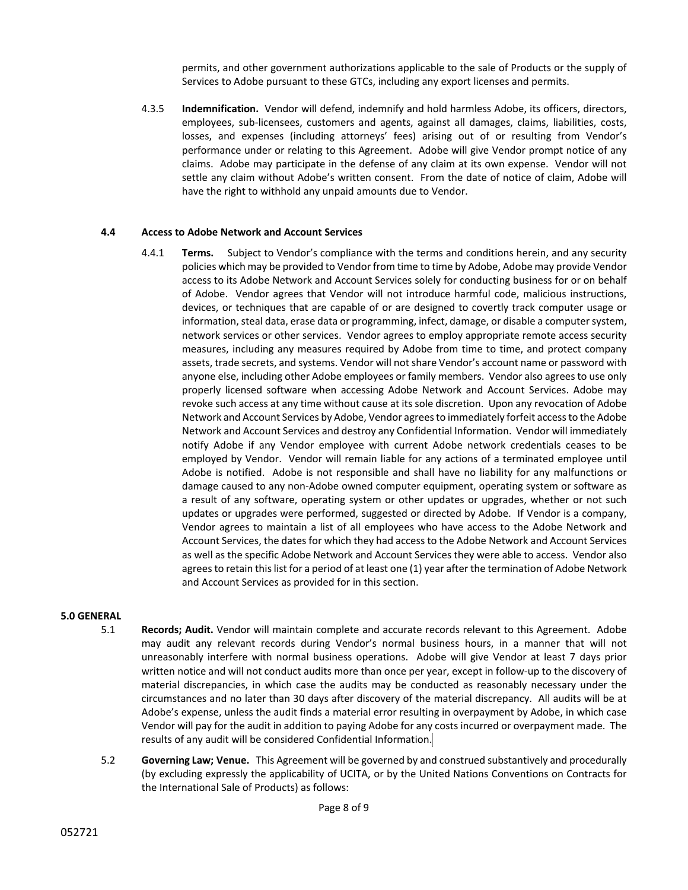permits, and other government authorizations applicable to the sale of Products or the supply of Services to Adobe pursuant to these GTCs, including any export licenses and permits.

4.3.5 **Indemnification.** Vendor will defend, indemnify and hold harmless Adobe, its officers, directors, employees, sub-licensees, customers and agents, against all damages, claims, liabilities, costs, losses, and expenses (including attorneys' fees) arising out of or resulting from Vendor's performance under or relating to this Agreement. Adobe will give Vendor prompt notice of any claims. Adobe may participate in the defense of any claim at its own expense. Vendor will not settle any claim without Adobe's written consent. From the date of notice of claim, Adobe will have the right to withhold any unpaid amounts due to Vendor.

**4.4 Access to Adobe Network and Account Services**

4.4.1 **Terms.** Subject to Vendor's compliance with the terms and conditions herein, and any security policies which may be provided to Vendor from time to time by Adobe, Adobe may provide Vendor access to its Adobe Network and Account Services solely for conducting business for or on behalf of Adobe. Vendor agrees that Vendor will not introduce harmful code, malicious instructions, devices, or techniques that are capable of or are designed to covertly track computer usage or information, steal data, erase data or programming, infect, damage, or disable a computer system, network services or other services. Vendor agrees to employ appropriate remote access security measures, including any measures required by Adobe from time to time, and protect company assets, trade secrets, and systems. Vendor will not share Vendor's account name or password with anyone else, including other Adobe employees or family members. Vendor also agrees to use only properly licensed software when accessing Adobe Network and Account Services. Adobe may revoke such access at any time without cause at its sole discretion. Upon any revocation of Adobe Network and Account Services by Adobe, Vendor agrees to immediately forfeit access to the Adobe Network and Account Services and destroy any Confidential Information. Vendor will immediately notify Adobe if any Vendor employee with current Adobe network credentials ceases to be employed by Vendor. Vendor will remain liable for any actions of a terminated employee until Adobe is notified. Adobe is not responsible and shall have no liability for any malfunctions or damage caused to any non-Adobe owned computer equipment, operating system or software as a result of any software, operating system or other updates or upgrades, whether or not such updates or upgrades were performed, suggested or directed by Adobe. If Vendor is a company, Vendor agrees to maintain a list of all employees who have access to the Adobe Network and Account Services, the dates for which they had access to the Adobe Network and Account Services as well as the specific Adobe Network and Account Services they were able to access. Vendor also agrees to retain this list for a period of at least one (1) year after the termination of Adobe Network and Account Services as provided for in this section.

**5.0 GENERAL**

5.1 **Records; Audit.** Vendor will maintain complete and accurate records relevant to this Agreement. Adobe may audit any relevant records during Vendor's normal business hours, in a manner that will not unreasonably interfere with normal business operations. Adobe will give Vendor at least 7 days prior written notice and will not conduct audits more than once per year, except in follow-up to the discovery of material discrepancies, in which case the audits may be conducted as reasonably necessary under the circumstances and no later than 30 days after discovery of the material discrepancy. All audits will be at Adobe's expense, unless the audit finds a material error resulting in overpayment by Adobe, in which case Vendor will pay for the audit in addition to paying Adobe for any costs incurred or overpayment made. The results of any audit will be considered Confidential Information.

5.2 **Governing Law; Venue.** This Agreement will be governed by and construed substantively and procedurally (by excluding expressly the applicability of UCITA, or by the United Nations Conventions on Contracts for the International Sale of Products) as follows:

052721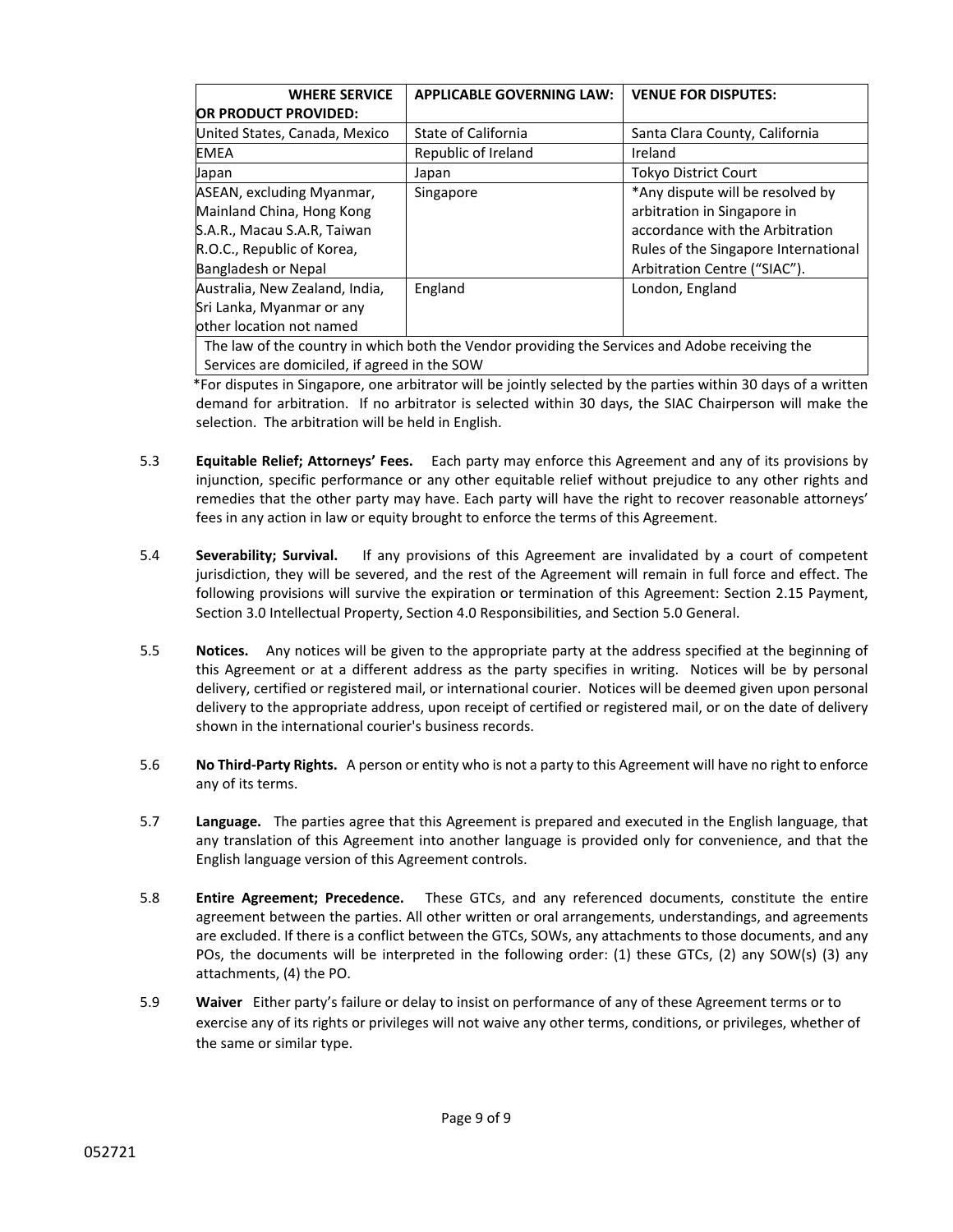| WHERE SERVICE OR PRODUCT PROVIDED: | APPLICABLE GOVERNING LAW: | VENUE FOR DISPUTES: |
| --- | --- | --- |
| United States, Canada, Mexico | State of California | Santa Clara County, California |
| EMEA | Republic of Ireland | Ireland |
| Japan | Japan | Tokyo District Court |
| ASEAN, excluding Myanmar, Mainland China, Hong Kong S.A.R., Macau S.A.R, Taiwan R.O.C., Republic of Korea, Bangladesh or Nepal | Singapore | *Any dispute will be resolved by arbitration in Singapore in accordance with the Arbitration Rules of the Singapore International Arbitration Centre ("SIAC"). |
| Australia, New Zealand, India, Sri Lanka, Myanmar or any other location not named | England | London, England |
| The law of the country in which both the Vendor providing the Services and Adobe receiving the Services are domiciled, if agreed in the SOW | | |

*For disputes in Singapore, one arbitrator will be jointly selected by the parties within 30 days of a written demand for arbitration. If no arbitrator is selected within 30 days, the SIAC Chairperson will make the selection. The arbitration will be held in English.

5.3 **Equitable Relief; Attorneys' Fees.** Each party may enforce this Agreement and any of its provisions by injunction, specific performance or any other equitable relief without prejudice to any other rights and remedies that the other party may have. Each party will have the right to recover reasonable attorneys' fees in any action in law or equity brought to enforce the terms of this Agreement.

5.4 **Severability; Survival.** If any provisions of this Agreement are invalidated by a court of competent jurisdiction, they will be severed, and the rest of the Agreement will remain in full force and effect. The following provisions will survive the expiration or termination of this Agreement: Section 2.15 Payment, Section 3.0 Intellectual Property, Section 4.0 Responsibilities, and Section 5.0 General.

5.5 **Notices.** Any notices will be given to the appropriate party at the address specified at the beginning of this Agreement or at a different address as the party specifies in writing. Notices will be by personal delivery, certified or registered mail, or international courier. Notices will be deemed given upon personal delivery to the appropriate address, upon receipt of certified or registered mail, or on the date of delivery shown in the international courier's business records.

5.6 **No Third-Party Rights.** A person or entity who is not a party to this Agreement will have no right to enforce any of its terms.

5.7 **Language.** The parties agree that this Agreement is prepared and executed in the English language, that any translation of this Agreement into another language is provided only for convenience, and that the English language version of this Agreement controls.

5.8 **Entire Agreement; Precedence.** These GTCs, and any referenced documents, constitute the entire agreement between the parties. All other written or oral arrangements, understandings, and agreements are excluded. If there is a conflict between the GTCs, SOWs, any attachments to those documents, and any POs, the documents will be interpreted in the following order: (1) these GTCs, (2) any SOW(s) (3) any attachments, (4) the PO.

5.9 **Waiver** Either party's failure or delay to insist on performance of any of these Agreement terms or to exercise any of its rights or privileges will not waive any other terms, conditions, or privileges, whether of the same or similar type.

052721